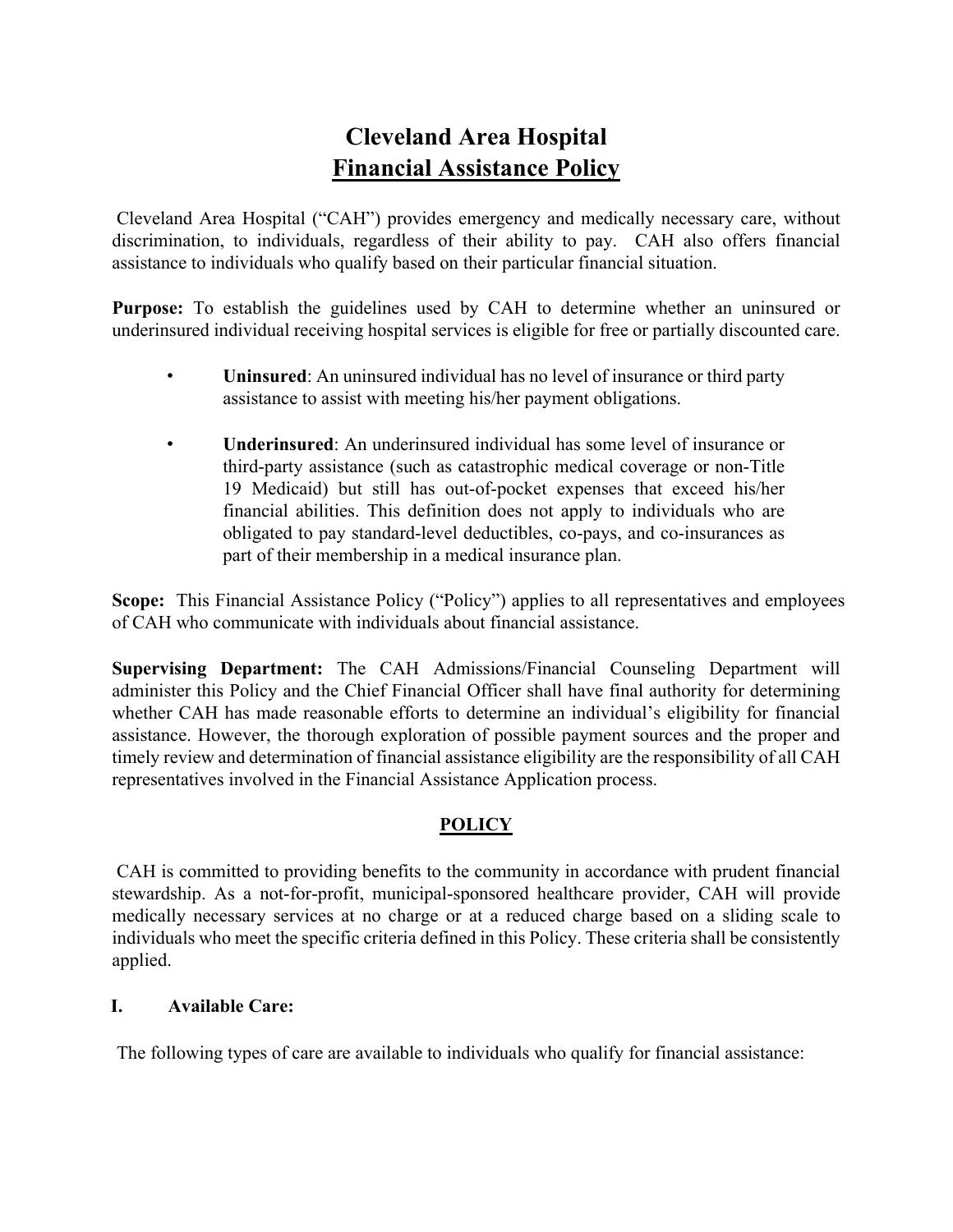# Cleveland Area Hospital
## Financial Assistance Policy

Cleveland Area Hospital ("CAH") provides emergency and medically necessary care, without discrimination, to individuals, regardless of their ability to pay. CAH also offers financial assistance to individuals who qualify based on their particular financial situation.

**Purpose:** To establish the guidelines used by CAH to determine whether an uninsured or underinsured individual receiving hospital services is eligible for free or partially discounted care.

- **Uninsured**: An uninsured individual has no level of insurance or third party assistance to assist with meeting his/her payment obligations.
- **Underinsured**: An underinsured individual has some level of insurance or third-party assistance (such as catastrophic medical coverage or non-Title 19 Medicaid) but still has out-of-pocket expenses that exceed his/her financial abilities. This definition does not apply to individuals who are obligated to pay standard-level deductibles, co-pays, and co-insurances as part of their membership in a medical insurance plan.

**Scope:** This Financial Assistance Policy ("Policy") applies to all representatives and employees of CAH who communicate with individuals about financial assistance.

**Supervising Department:** The CAH Admissions/Financial Counseling Department will administer this Policy and the Chief Financial Officer shall have final authority for determining whether CAH has made reasonable efforts to determine an individual's eligibility for financial assistance. However, the thorough exploration of possible payment sources and the proper and timely review and determination of financial assistance eligibility are the responsibility of all CAH representatives involved in the Financial Assistance Application process.

## POLICY

CAH is committed to providing benefits to the community in accordance with prudent financial stewardship. As a not-for-profit, municipal-sponsored healthcare provider, CAH will provide medically necessary services at no charge or at a reduced charge based on a sliding scale to individuals who meet the specific criteria defined in this Policy. These criteria shall be consistently applied.

### I. Available Care:

The following types of care are available to individuals who qualify for financial assistance: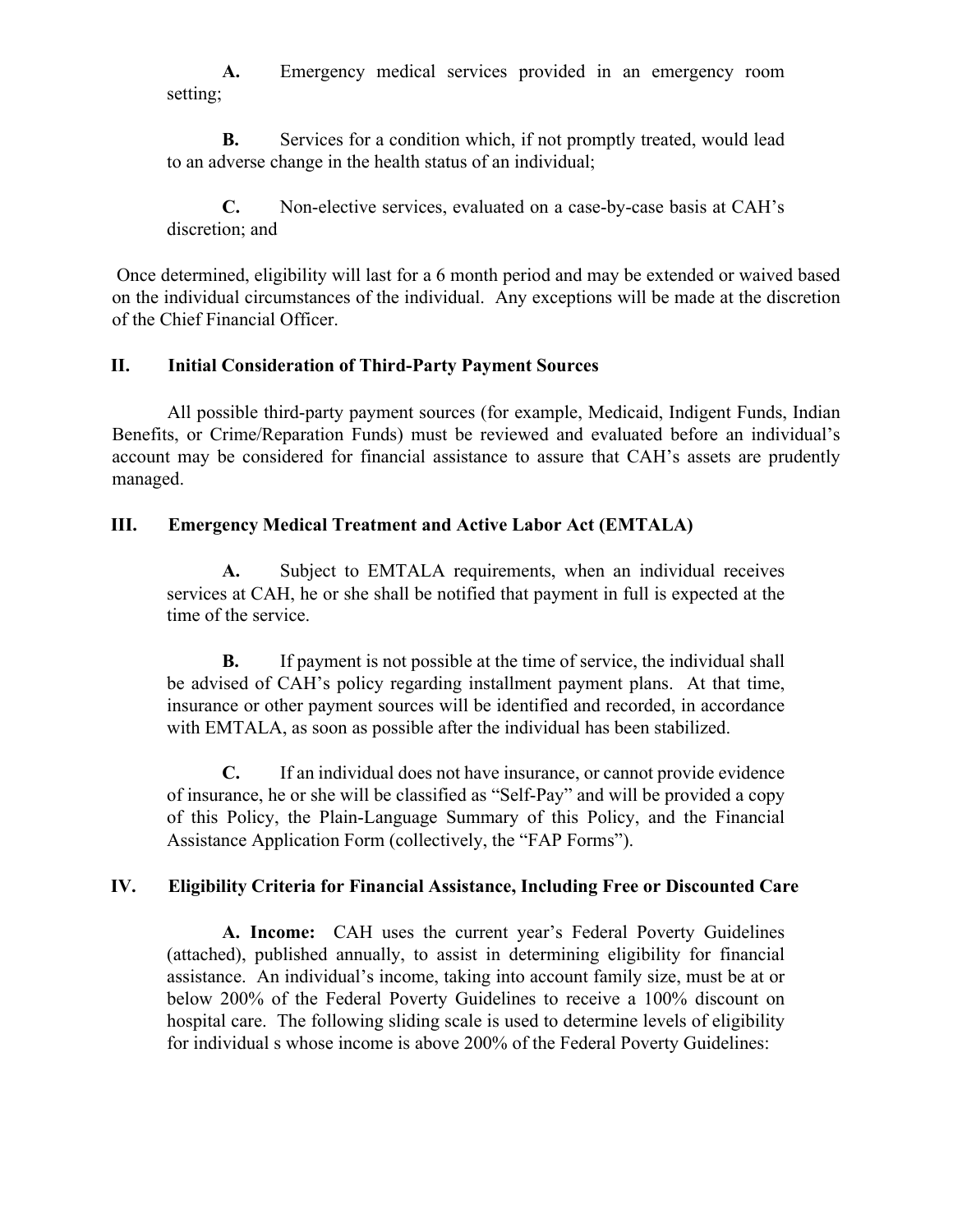**A.** Emergency medical services provided in an emergency room setting;

**B.** Services for a condition which, if not promptly treated, would lead to an adverse change in the health status of an individual;

**C.** Non-elective services, evaluated on a case-by-case basis at CAH's discretion; and

Once determined, eligibility will last for a 6 month period and may be extended or waived based on the individual circumstances of the individual. Any exceptions will be made at the discretion of the Chief Financial Officer.

## II. Initial Consideration of Third-Party Payment Sources

All possible third-party payment sources (for example, Medicaid, Indigent Funds, Indian Benefits, or Crime/Reparation Funds) must be reviewed and evaluated before an individual's account may be considered for financial assistance to assure that CAH's assets are prudently managed.

## III. Emergency Medical Treatment and Active Labor Act (EMTALA)

**A.** Subject to EMTALA requirements, when an individual receives services at CAH, he or she shall be notified that payment in full is expected at the time of the service.

**B.** If payment is not possible at the time of service, the individual shall be advised of CAH's policy regarding installment payment plans. At that time, insurance or other payment sources will be identified and recorded, in accordance with EMTALA, as soon as possible after the individual has been stabilized.

**C.** If an individual does not have insurance, or cannot provide evidence of insurance, he or she will be classified as "Self-Pay" and will be provided a copy of this Policy, the Plain-Language Summary of this Policy, and the Financial Assistance Application Form (collectively, the "FAP Forms").

## IV. Eligibility Criteria for Financial Assistance, Including Free or Discounted Care

**A. Income:** CAH uses the current year's Federal Poverty Guidelines (attached), published annually, to assist in determining eligibility for financial assistance. An individual's income, taking into account family size, must be at or below 200% of the Federal Poverty Guidelines to receive a 100% discount on hospital care. The following sliding scale is used to determine levels of eligibility for individual s whose income is above 200% of the Federal Poverty Guidelines: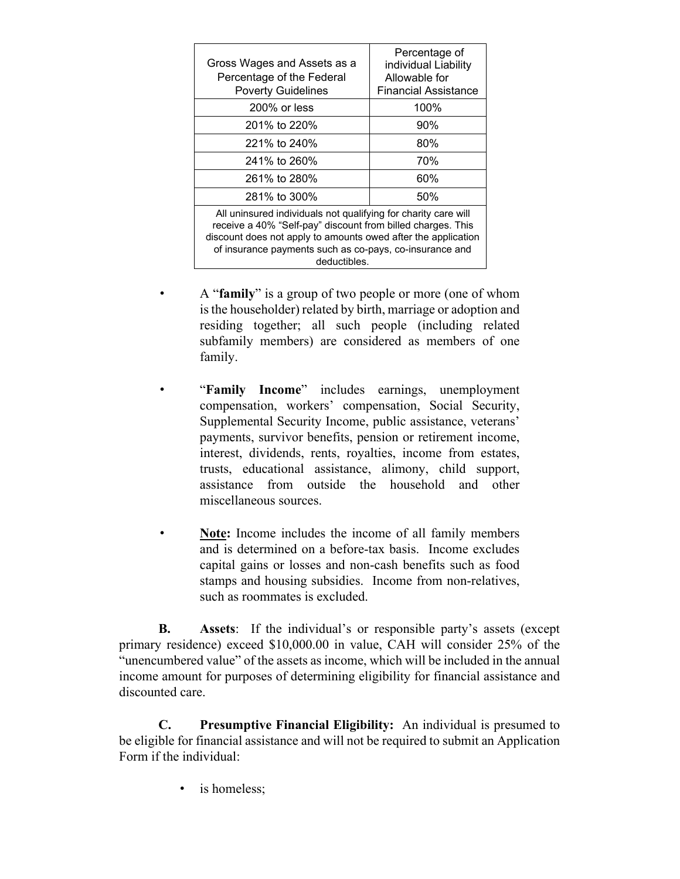| Gross Wages and Assets as a Percentage of the Federal Poverty Guidelines | Percentage of individual Liability Allowable for Financial Assistance |
|---|---|
| 200% or less | 100% |
| 201% to 220% | 90% |
| 221% to 240% | 80% |
| 241% to 260% | 70% |
| 261% to 280% | 60% |
| 281% to 300% | 50% |
| All uninsured individuals not qualifying for charity care will receive a 40% "Self-pay" discount from billed charges. This discount does not apply to amounts owed after the application of insurance payments such as co-pays, co-insurance and deductibles. | |

- A "**family**" is a group of two people or more (one of whom is the householder) related by birth, marriage or adoption and residing together; all such people (including related subfamily members) are considered as members of one family.

- "**Family Income**" includes earnings, unemployment compensation, workers' compensation, Social Security, Supplemental Security Income, public assistance, veterans' payments, survivor benefits, pension or retirement income, interest, dividends, rents, royalties, income from estates, trusts, educational assistance, alimony, child support, assistance from outside the household and other miscellaneous sources.

- **<u>Note:</u>** Income includes the income of all family members and is determined on a before-tax basis. Income excludes capital gains or losses and non-cash benefits such as food stamps and housing subsidies. Income from non-relatives, such as roommates is excluded.

**B. Assets**: If the individual's or responsible party's assets (except primary residence) exceed $10,000.00 in value, CAH will consider 25% of the "unencumbered value" of the assets as income, which will be included in the annual income amount for purposes of determining eligibility for financial assistance and discounted care.

**C. Presumptive Financial Eligibility:** An individual is presumed to be eligible for financial assistance and will not be required to submit an Application Form if the individual:

- is homeless;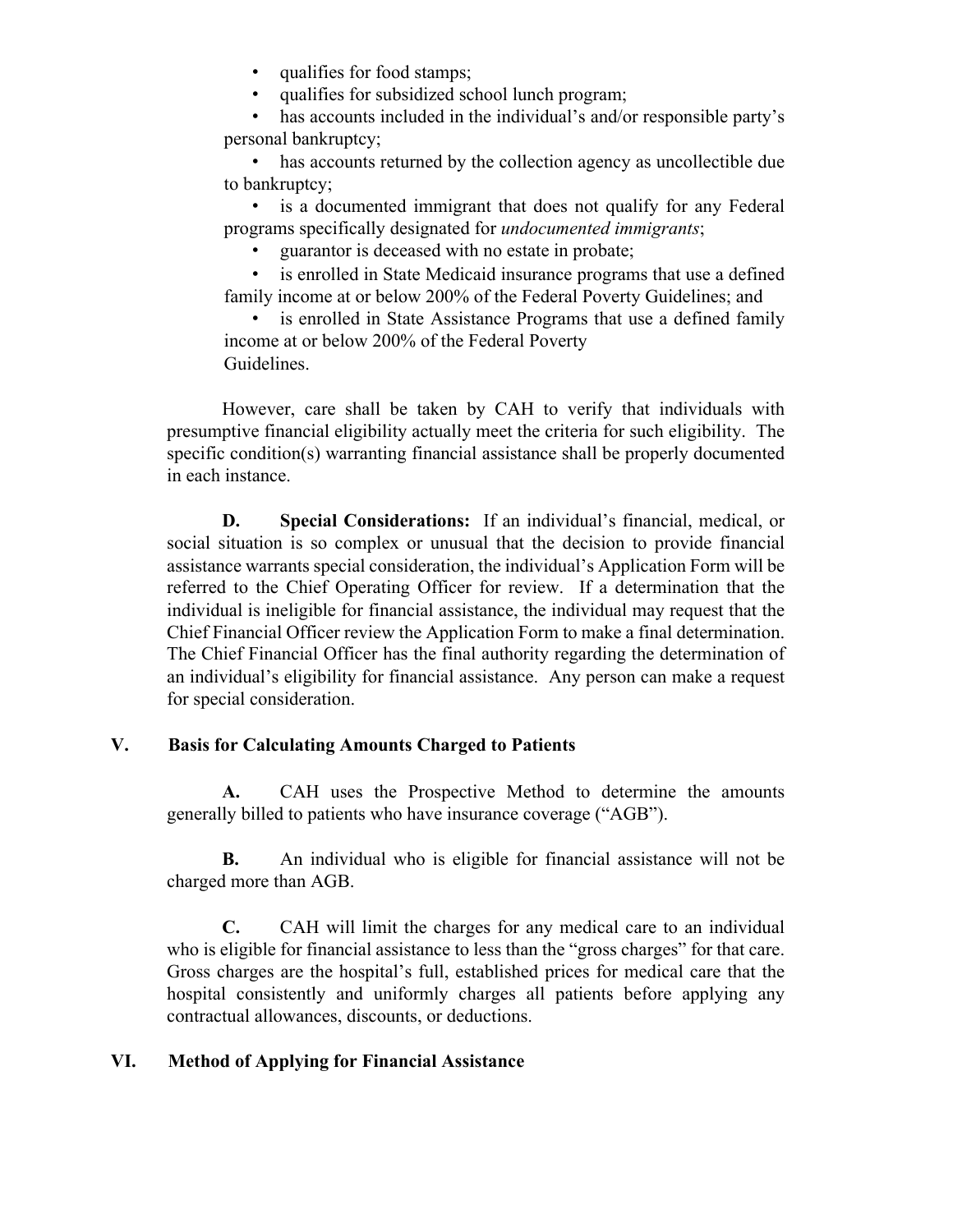- qualifies for food stamps;
- qualifies for subsidized school lunch program;
- has accounts included in the individual's and/or responsible party's personal bankruptcy;
- has accounts returned by the collection agency as uncollectible due to bankruptcy;
- is a documented immigrant that does not qualify for any Federal programs specifically designated for *undocumented immigrants*;
- guarantor is deceased with no estate in probate;
- is enrolled in State Medicaid insurance programs that use a defined family income at or below 200% of the Federal Poverty Guidelines; and
- is enrolled in State Assistance Programs that use a defined family income at or below 200% of the Federal Poverty Guidelines.

However, care shall be taken by CAH to verify that individuals with presumptive financial eligibility actually meet the criteria for such eligibility. The specific condition(s) warranting financial assistance shall be properly documented in each instance.

**D. Special Considerations:** If an individual's financial, medical, or social situation is so complex or unusual that the decision to provide financial assistance warrants special consideration, the individual's Application Form will be referred to the Chief Operating Officer for review. If a determination that the individual is ineligible for financial assistance, the individual may request that the Chief Financial Officer review the Application Form to make a final determination. The Chief Financial Officer has the final authority regarding the determination of an individual's eligibility for financial assistance. Any person can make a request for special consideration.

## V. Basis for Calculating Amounts Charged to Patients

**A.** CAH uses the Prospective Method to determine the amounts generally billed to patients who have insurance coverage ("AGB").

**B.** An individual who is eligible for financial assistance will not be charged more than AGB.

**C.** CAH will limit the charges for any medical care to an individual who is eligible for financial assistance to less than the "gross charges" for that care. Gross charges are the hospital's full, established prices for medical care that the hospital consistently and uniformly charges all patients before applying any contractual allowances, discounts, or deductions.

## VI. Method of Applying for Financial Assistance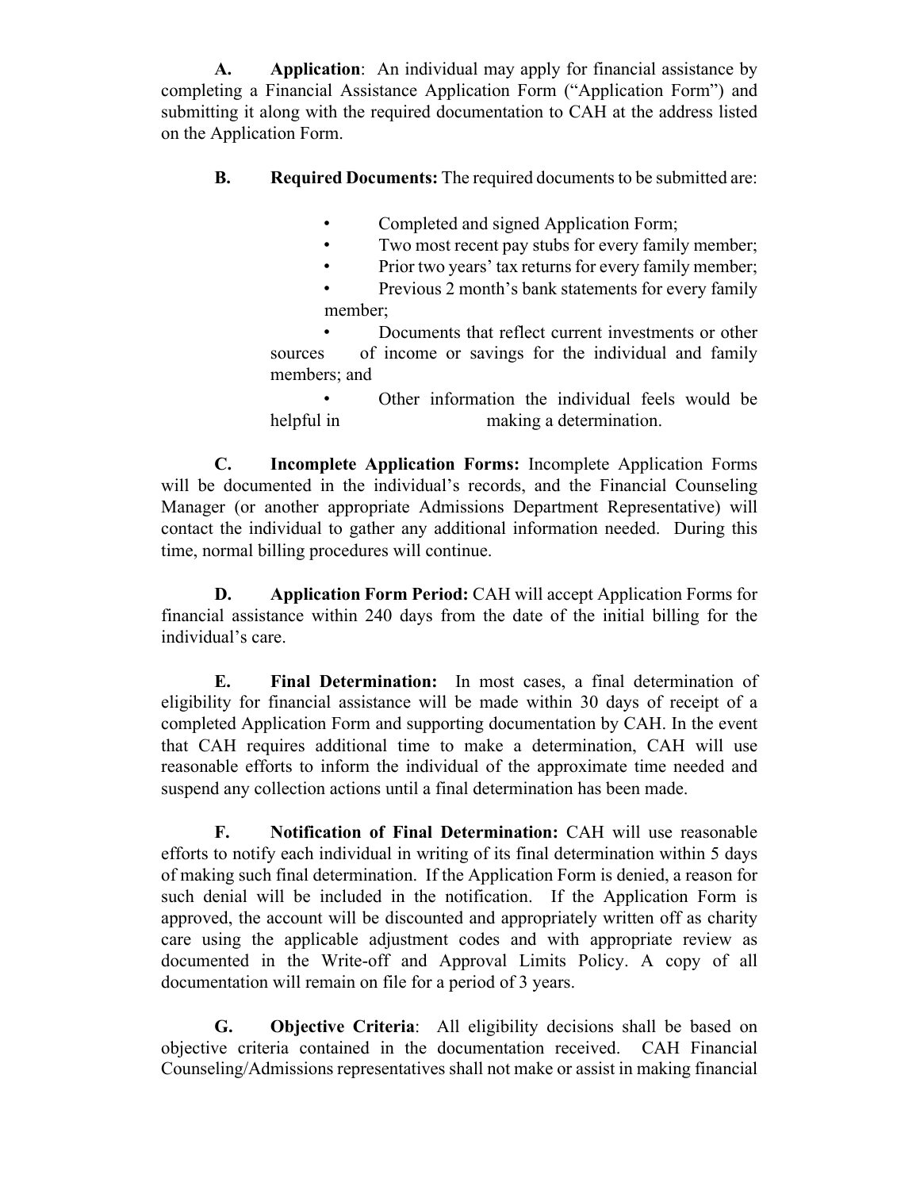**A. Application**: An individual may apply for financial assistance by completing a Financial Assistance Application Form ("Application Form") and submitting it along with the required documentation to CAH at the address listed on the Application Form.

**B. Required Documents:** The required documents to be submitted are:

- Completed and signed Application Form;
- Two most recent pay stubs for every family member;
- Prior two years' tax returns for every family member;
- Previous 2 month's bank statements for every family member;
- Documents that reflect current investments or other sources of income or savings for the individual and family members; and
- Other information the individual feels would be helpful in making a determination.

**C. Incomplete Application Forms:** Incomplete Application Forms will be documented in the individual's records, and the Financial Counseling Manager (or another appropriate Admissions Department Representative) will contact the individual to gather any additional information needed. During this time, normal billing procedures will continue.

**D. Application Form Period:** CAH will accept Application Forms for financial assistance within 240 days from the date of the initial billing for the individual's care.

**E. Final Determination:** In most cases, a final determination of eligibility for financial assistance will be made within 30 days of receipt of a completed Application Form and supporting documentation by CAH. In the event that CAH requires additional time to make a determination, CAH will use reasonable efforts to inform the individual of the approximate time needed and suspend any collection actions until a final determination has been made.

**F. Notification of Final Determination:** CAH will use reasonable efforts to notify each individual in writing of its final determination within 5 days of making such final determination. If the Application Form is denied, a reason for such denial will be included in the notification. If the Application Form is approved, the account will be discounted and appropriately written off as charity care using the applicable adjustment codes and with appropriate review as documented in the Write-off and Approval Limits Policy. A copy of all documentation will remain on file for a period of 3 years.

**G. Objective Criteria**: All eligibility decisions shall be based on objective criteria contained in the documentation received. CAH Financial Counseling/Admissions representatives shall not make or assist in making financial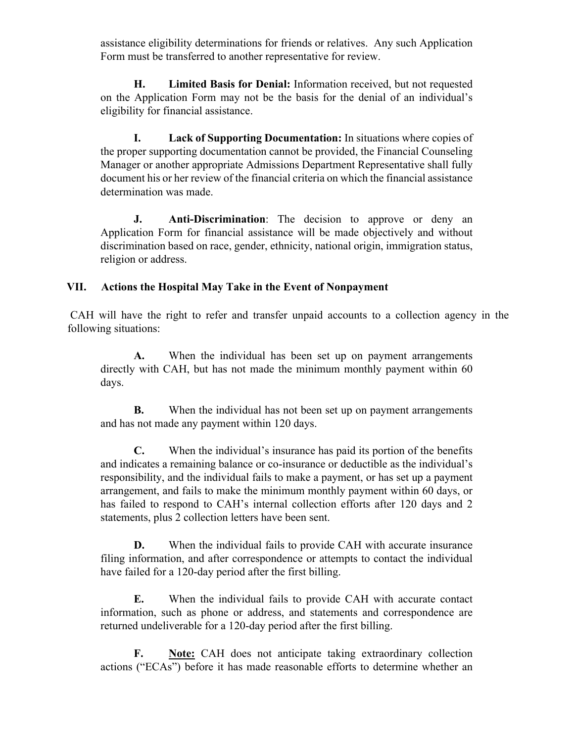assistance eligibility determinations for friends or relatives. Any such Application Form must be transferred to another representative for review.

**H. Limited Basis for Denial:** Information received, but not requested on the Application Form may not be the basis for the denial of an individual's eligibility for financial assistance.

**I. Lack of Supporting Documentation:** In situations where copies of the proper supporting documentation cannot be provided, the Financial Counseling Manager or another appropriate Admissions Department Representative shall fully document his or her review of the financial criteria on which the financial assistance determination was made.

**J. Anti-Discrimination**: The decision to approve or deny an Application Form for financial assistance will be made objectively and without discrimination based on race, gender, ethnicity, national origin, immigration status, religion or address.

## VII. Actions the Hospital May Take in the Event of Nonpayment

CAH will have the right to refer and transfer unpaid accounts to a collection agency in the following situations:

**A.** When the individual has been set up on payment arrangements directly with CAH, but has not made the minimum monthly payment within 60 days.

**B.** When the individual has not been set up on payment arrangements and has not made any payment within 120 days.

**C.** When the individual's insurance has paid its portion of the benefits and indicates a remaining balance or co-insurance or deductible as the individual's responsibility, and the individual fails to make a payment, or has set up a payment arrangement, and fails to make the minimum monthly payment within 60 days, or has failed to respond to CAH's internal collection efforts after 120 days and 2 statements, plus 2 collection letters have been sent.

**D.** When the individual fails to provide CAH with accurate insurance filing information, and after correspondence or attempts to contact the individual have failed for a 120-day period after the first billing.

**E.** When the individual fails to provide CAH with accurate contact information, such as phone or address, and statements and correspondence are returned undeliverable for a 120-day period after the first billing.

**F.** **Note:** CAH does not anticipate taking extraordinary collection actions ("ECAs") before it has made reasonable efforts to determine whether an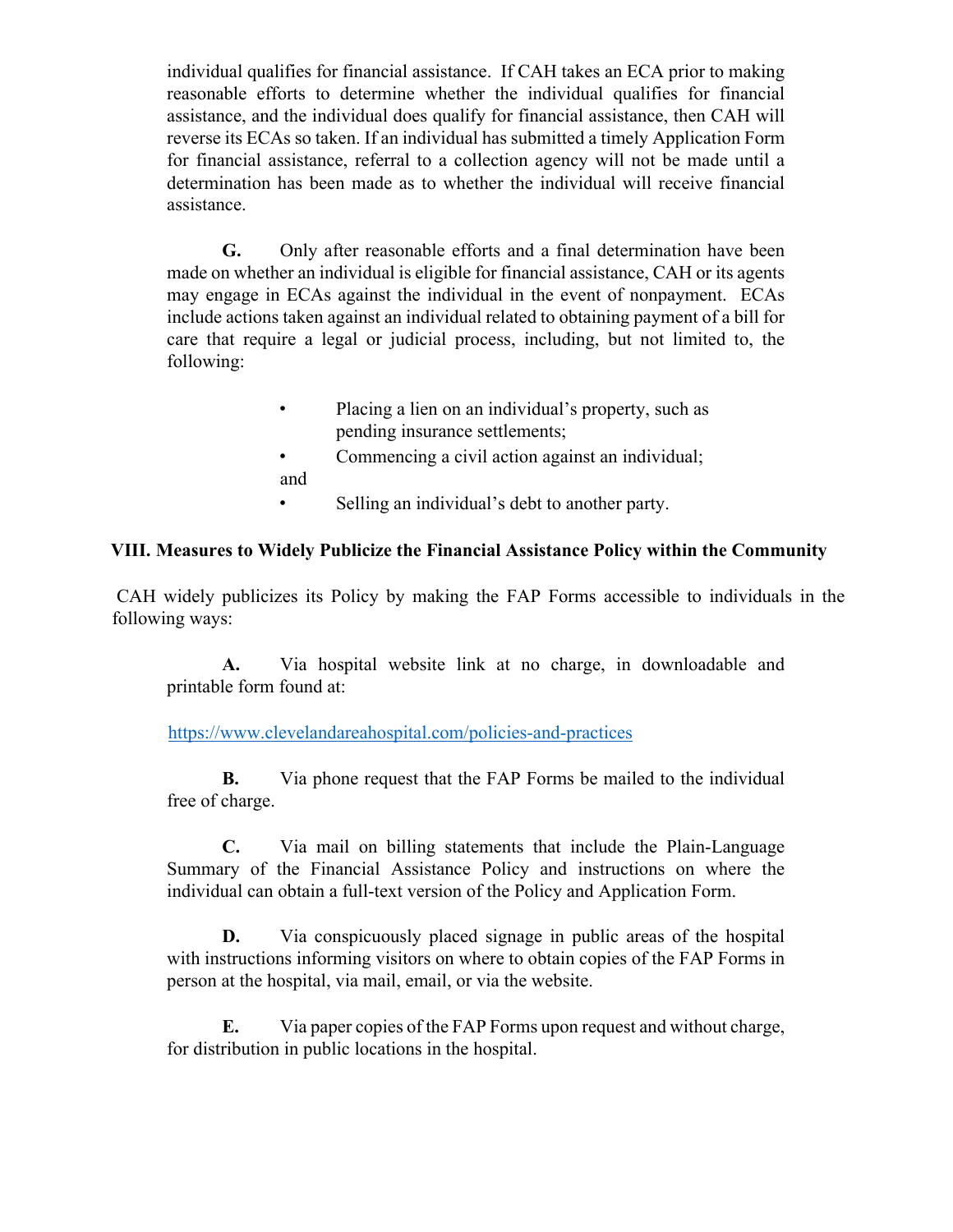individual qualifies for financial assistance. If CAH takes an ECA prior to making reasonable efforts to determine whether the individual qualifies for financial assistance, and the individual does qualify for financial assistance, then CAH will reverse its ECAs so taken. If an individual has submitted a timely Application Form for financial assistance, referral to a collection agency will not be made until a determination has been made as to whether the individual will receive financial assistance.

**G.** Only after reasonable efforts and a final determination have been made on whether an individual is eligible for financial assistance, CAH or its agents may engage in ECAs against the individual in the event of nonpayment. ECAs include actions taken against an individual related to obtaining payment of a bill for care that require a legal or judicial process, including, but not limited to, the following:

- Placing a lien on an individual's property, such as pending insurance settlements;
- Commencing a civil action against an individual; and
- Selling an individual's debt to another party.

## VIII. Measures to Widely Publicize the Financial Assistance Policy within the Community

CAH widely publicizes its Policy by making the FAP Forms accessible to individuals in the following ways:

**A.** Via hospital website link at no charge, in downloadable and printable form found at:

https://www.clevelandareahospital.com/policies-and-practices

**B.** Via phone request that the FAP Forms be mailed to the individual free of charge.

**C.** Via mail on billing statements that include the Plain-Language Summary of the Financial Assistance Policy and instructions on where the individual can obtain a full-text version of the Policy and Application Form.

**D.** Via conspicuously placed signage in public areas of the hospital with instructions informing visitors on where to obtain copies of the FAP Forms in person at the hospital, via mail, email, or via the website.

**E.** Via paper copies of the FAP Forms upon request and without charge, for distribution in public locations in the hospital.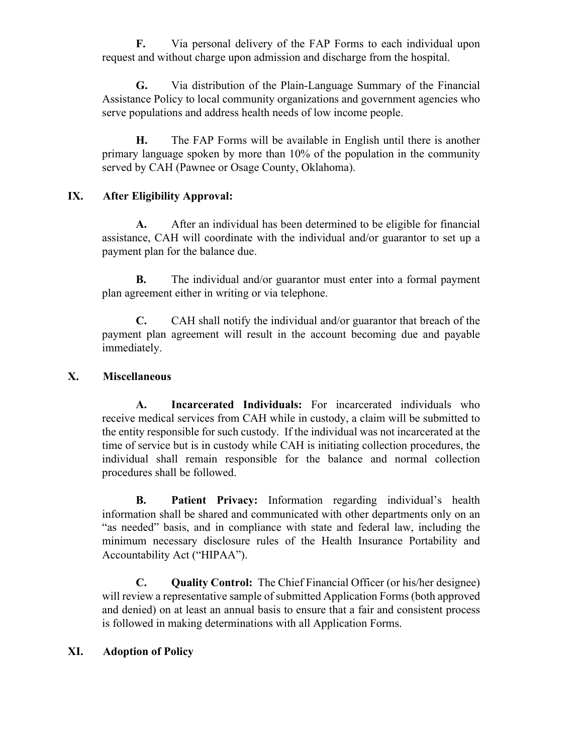**F.** Via personal delivery of the FAP Forms to each individual upon request and without charge upon admission and discharge from the hospital.

**G.** Via distribution of the Plain-Language Summary of the Financial Assistance Policy to local community organizations and government agencies who serve populations and address health needs of low income people.

**H.** The FAP Forms will be available in English until there is another primary language spoken by more than 10% of the population in the community served by CAH (Pawnee or Osage County, Oklahoma).

## IX. After Eligibility Approval:

**A.** After an individual has been determined to be eligible for financial assistance, CAH will coordinate with the individual and/or guarantor to set up a payment plan for the balance due.

**B.** The individual and/or guarantor must enter into a formal payment plan agreement either in writing or via telephone.

**C.** CAH shall notify the individual and/or guarantor that breach of the payment plan agreement will result in the account becoming due and payable immediately.

## X. Miscellaneous

**A. Incarcerated Individuals:** For incarcerated individuals who receive medical services from CAH while in custody, a claim will be submitted to the entity responsible for such custody. If the individual was not incarcerated at the time of service but is in custody while CAH is initiating collection procedures, the individual shall remain responsible for the balance and normal collection procedures shall be followed.

**B. Patient Privacy:** Information regarding individual's health information shall be shared and communicated with other departments only on an "as needed" basis, and in compliance with state and federal law, including the minimum necessary disclosure rules of the Health Insurance Portability and Accountability Act ("HIPAA").

**C. Quality Control:** The Chief Financial Officer (or his/her designee) will review a representative sample of submitted Application Forms (both approved and denied) on at least an annual basis to ensure that a fair and consistent process is followed in making determinations with all Application Forms.

## XI. Adoption of Policy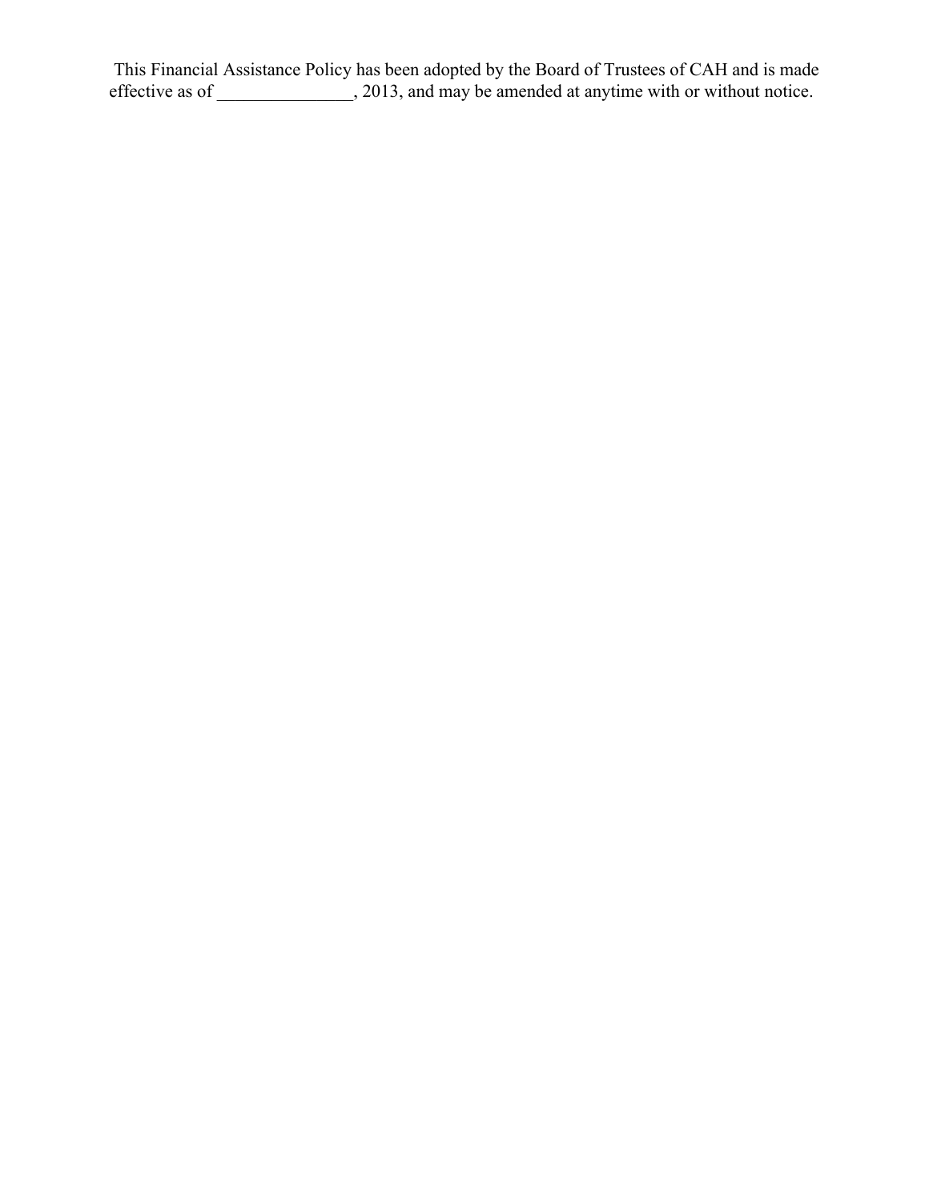This Financial Assistance Policy has been adopted by the Board of Trustees of CAH and is made effective as of _______________, 2013, and may be amended at anytime with or without notice.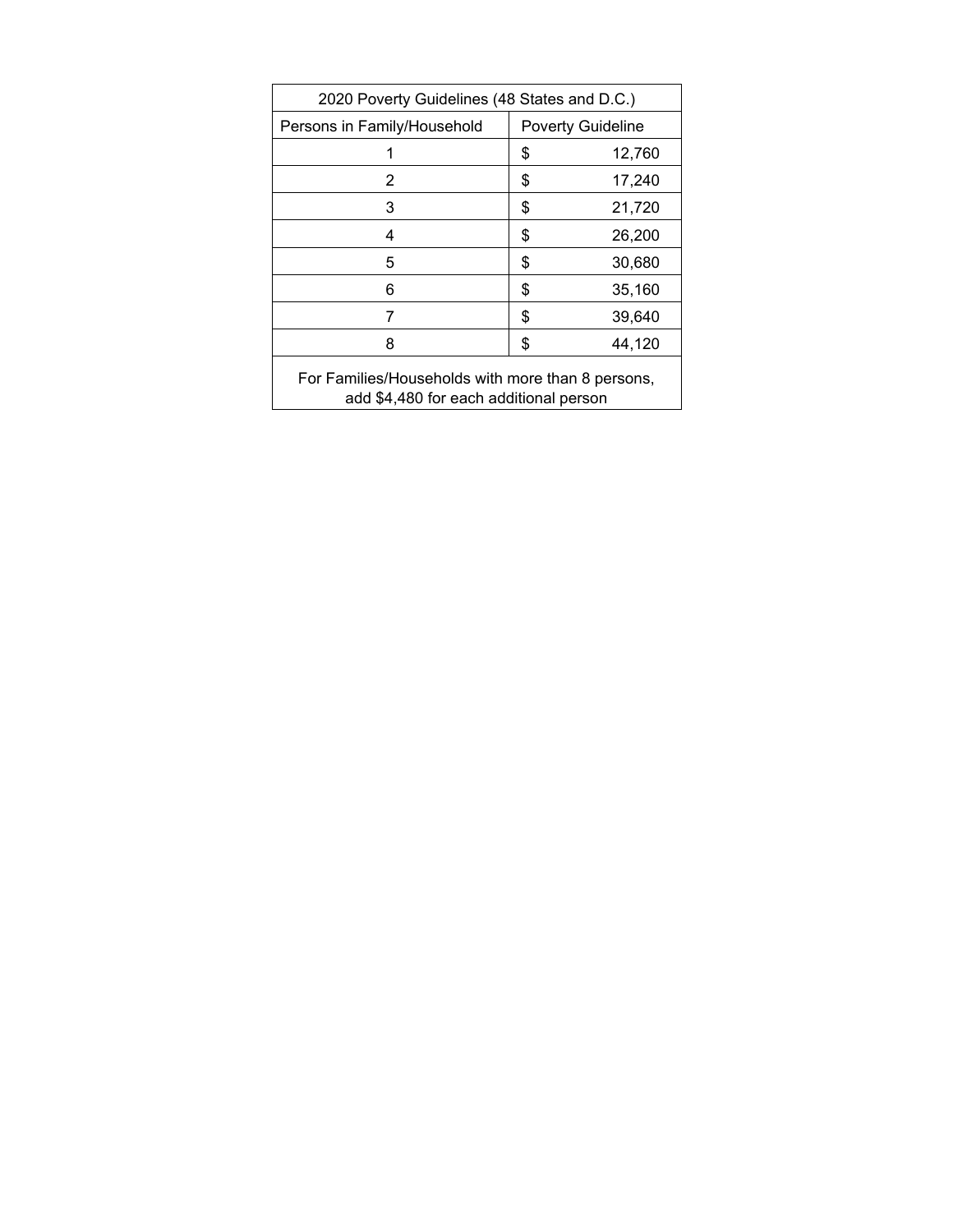| 2020 Poverty Guidelines (48 States and D.C.) | |
|---|---|
| Persons in Family/Household | Poverty Guideline |
| 1 | $ 12,760 |
| 2 | $ 17,240 |
| 3 | $ 21,720 |
| 4 | $ 26,200 |
| 5 | $ 30,680 |
| 6 | $ 35,160 |
| 7 | $ 39,640 |
| 8 | $ 44,120 |
| For Families/Households with more than 8 persons, add $4,480 for each additional person | |